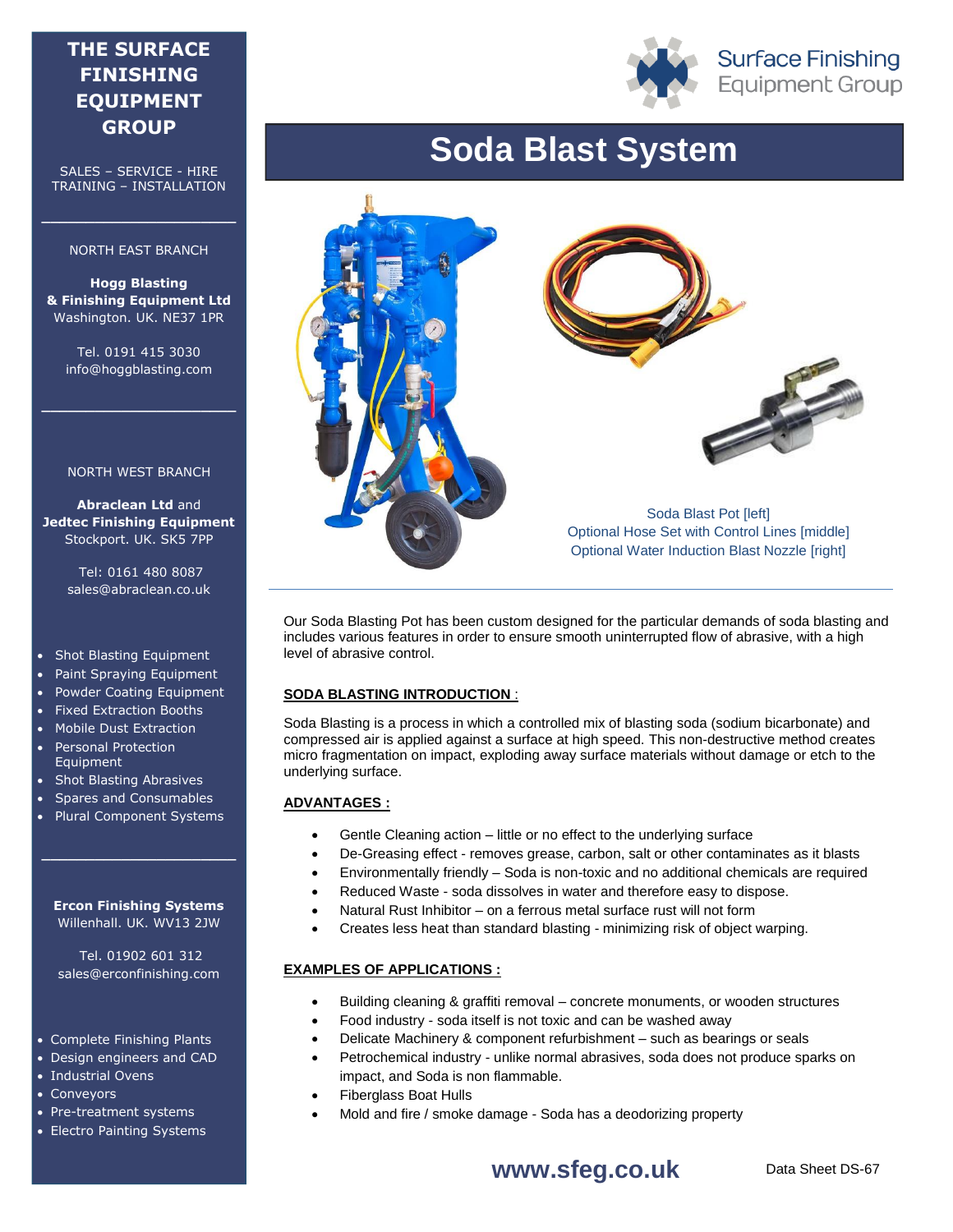# Soda Blast System

Soda Blast Pot [left]
Optional Hose Set with Control Lines [middle]
Optional Water Induction Blast Nozzle [right]

Our Soda Blasting Pot has been custom designed for the particular demands of soda blasting and includes various features in order to ensure smooth uninterrupted flow of abrasive, with a high level of abrasive control.

## SODA BLASTING INTRODUCTION :

Soda Blasting is a process in which a controlled mix of blasting soda (sodium bicarbonate) and compressed air is applied against a surface at high speed. This non-destructive method creates micro fragmentation on impact, exploding away surface materials without damage or etch to the underlying surface.

## ADVANTAGES :

- Gentle Cleaning action – little or no effect to the underlying surface
- De-Greasing effect - removes grease, carbon, salt or other contaminates as it blasts
- Environmentally friendly – Soda is non-toxic and no additional chemicals are required
- Reduced Waste - soda dissolves in water and therefore easy to dispose.
- Natural Rust Inhibitor – on a ferrous metal surface rust will not form
- Creates less heat than standard blasting - minimizing risk of object warping.

## EXAMPLES OF APPLICATIONS :

- Building cleaning & graffiti removal – concrete monuments, or wooden structures
- Food industry - soda itself is not toxic and can be washed away
- Delicate Machinery & component refurbishment – such as bearings or seals
- Petrochemical industry - unlike normal abrasives, soda does not produce sparks on impact, and Soda is non flammable.
- Fiberglass Boat Hulls
- Mold and fire / smoke damage - Soda has a deodorizing property

**THE SURFACE FINISHING EQUIPMENT GROUP**

SALES – SERVICE - HIRE
TRAINING – INSTALLATION

NORTH EAST BRANCH

**Hogg Blasting & Finishing Equipment Ltd**
Washington. UK. NE37 1PR

Tel. 0191 415 3030
info@hoggblasting.com

NORTH WEST BRANCH

**Abraclean Ltd** and **Jedtec Finishing Equipment**
Stockport. UK. SK5 7PP

Tel: 0161 480 8087
sales@abraclean.co.uk

- Shot Blasting Equipment
- Paint Spraying Equipment
- Powder Coating Equipment
- Fixed Extraction Booths
- Mobile Dust Extraction
- Personal Protection Equipment
- Shot Blasting Abrasives
- Spares and Consumables
- Plural Component Systems

**Ercon Finishing Systems**
Willenhall. UK. WV13 2JW

Tel. 01902 601 312
sales@erconfinishing.com

- Complete Finishing Plants
- Design engineers and CAD
- Industrial Ovens
- Conveyors
- Pre-treatment systems
- Electro Painting Systems

**www.sfeg.co.uk**

Data Sheet DS-67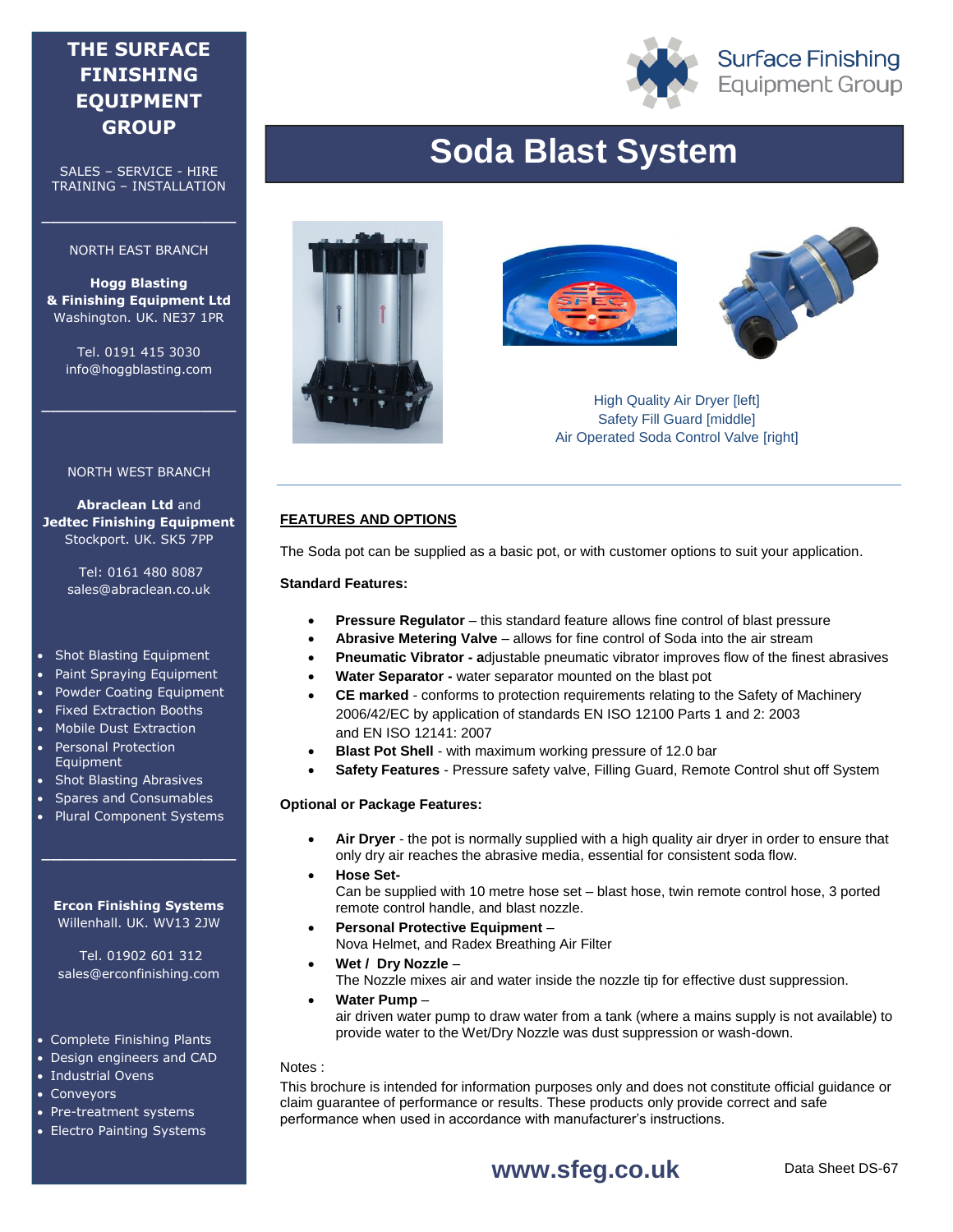# THE SURFACE FINISHING EQUIPMENT GROUP

SALES – SERVICE - HIRE
TRAINING – INSTALLATION

NORTH EAST BRANCH

**Hogg Blasting & Finishing Equipment Ltd**
Washington. UK. NE37 1PR

Tel. 0191 415 3030
info@hoggblasting.com

NORTH WEST BRANCH

**Abraclean Ltd** and **Jedtec Finishing Equipment**
Stockport. UK. SK5 7PP

Tel: 0161 480 8087
sales@abraclean.co.uk

- Shot Blasting Equipment
- Paint Spraying Equipment
- Powder Coating Equipment
- Fixed Extraction Booths
- Mobile Dust Extraction
- Personal Protection Equipment
- Shot Blasting Abrasives
- Spares and Consumables
- Plural Component Systems

**Ercon Finishing Systems**
Willenhall. UK. WV13 2JW

Tel. 01902 601 312
sales@erconfinishing.com

- Complete Finishing Plants
- Design engineers and CAD
- Industrial Ovens
- Conveyors
- Pre-treatment systems
- Electro Painting Systems

Surface Finishing Equipment Group

# Soda Blast System

High Quality Air Dryer [left]
Safety Fill Guard [middle]
Air Operated Soda Control Valve [right]

## FEATURES AND OPTIONS

The Soda pot can be supplied as a basic pot, or with customer options to suit your application.

**Standard Features:**

- **Pressure Regulator** – this standard feature allows fine control of blast pressure
- **Abrasive Metering Valve** – allows for fine control of Soda into the air stream
- **Pneumatic Vibrator - a**djustable pneumatic vibrator improves flow of the finest abrasives
- **Water Separator -** water separator mounted on the blast pot
- **CE marked** - conforms to protection requirements relating to the Safety of Machinery 2006/42/EC by application of standards EN ISO 12100 Parts 1 and 2: 2003 and EN ISO 12141: 2007
- **Blast Pot Shell** - with maximum working pressure of 12.0 bar
- **Safety Features** - Pressure safety valve, Filling Guard, Remote Control shut off System

**Optional or Package Features:**

- **Air Dryer** - the pot is normally supplied with a high quality air dryer in order to ensure that only dry air reaches the abrasive media, essential for consistent soda flow.
- **Hose Set-**
  Can be supplied with 10 metre hose set – blast hose, twin remote control hose, 3 ported remote control handle, and blast nozzle.
- **Personal Protective Equipment** –
  Nova Helmet, and Radex Breathing Air Filter
- **Wet / Dry Nozzle** –
  The Nozzle mixes air and water inside the nozzle tip for effective dust suppression.
- **Water Pump** –
  air driven water pump to draw water from a tank (where a mains supply is not available) to provide water to the Wet/Dry Nozzle was dust suppression or wash-down.

Notes :

This brochure is intended for information purposes only and does not constitute official guidance or claim guarantee of performance or results. These products only provide correct and safe performance when used in accordance with manufacturer's instructions.

**www.sfeg.co.uk**

Data Sheet DS-67